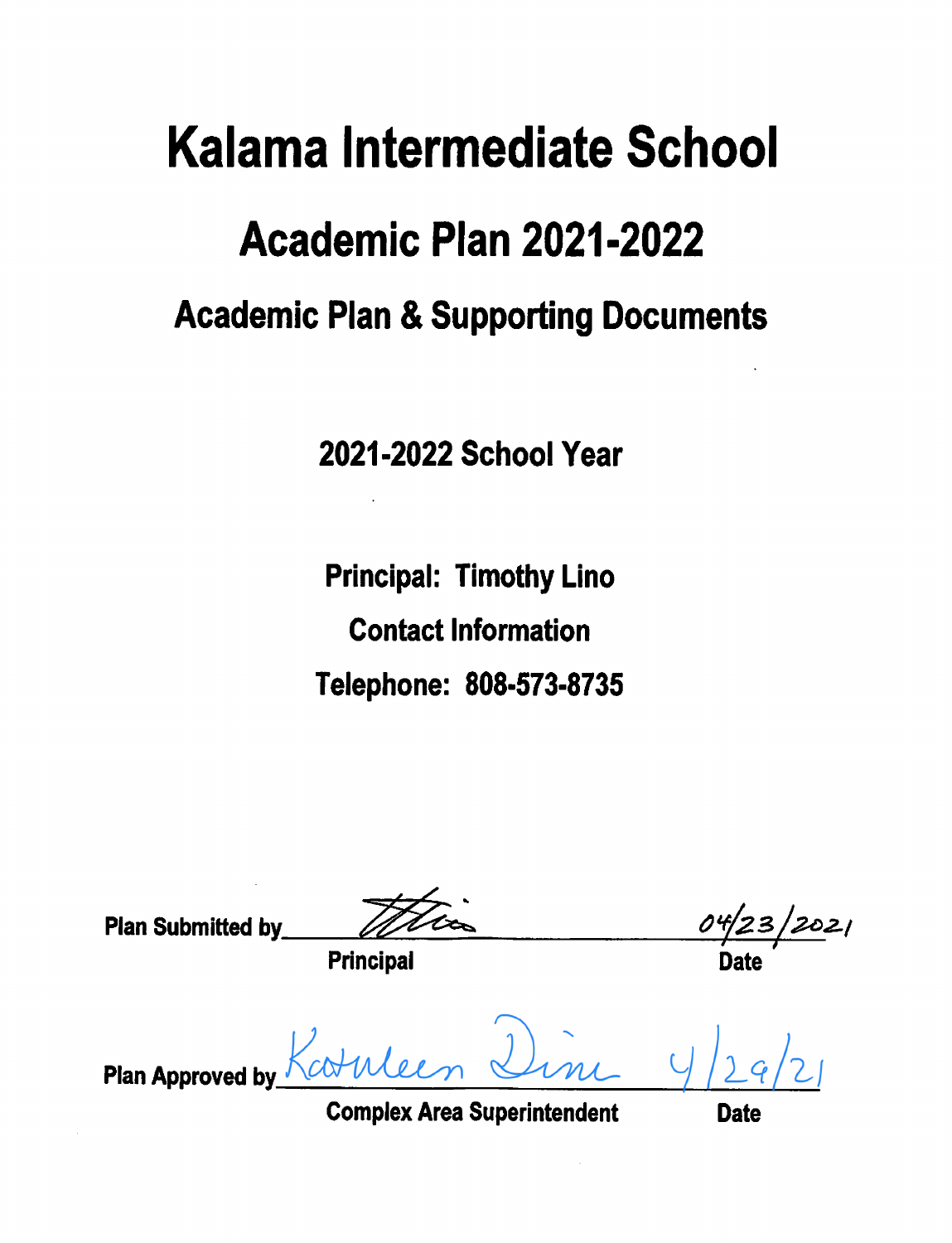# Kalama Intermediate School

## Academic Plan 2021-2022

### Academic Plan & Supporting Documents

**2021-2022 School Year**

**Principal: Timothy Lino**

**Contact Information**

**Telephone: 808-573-8735**

**Plan Submitted by** ________________________ 04/23/2021

**Principal** **Date**

**Plan Approved by** Kathleen Dine 4/29/21

**Complex Area Superintendent** **Date**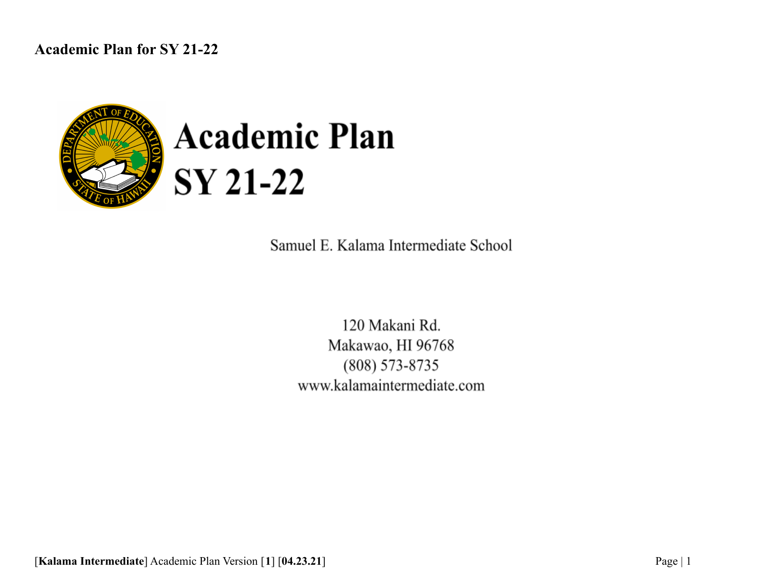**Academic Plan for SY 21-22**

# Academic Plan
# SY 21-22

Samuel E. Kalama Intermediate School

120 Makani Rd.
Makawao, HI 96768
(808) 573-8735
www.kalamaintermediate.com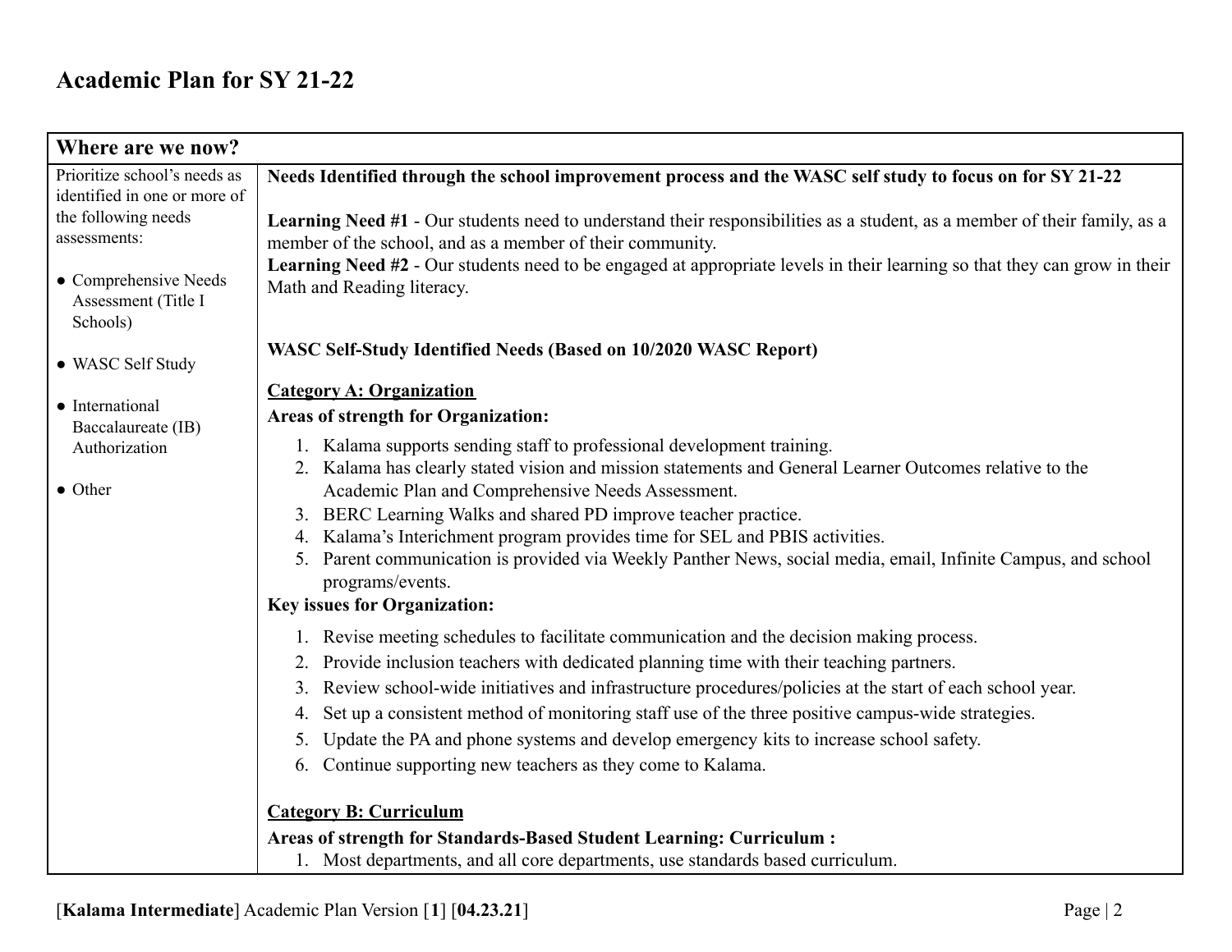# Academic Plan for SY 21-22

| Where are we now? | |
|---|---|
| Prioritize school's needs as identified in one or more of the following needs assessments:<br><br>• Comprehensive Needs Assessment (Title I Schools)<br><br>• WASC Self Study<br><br>• International Baccalaureate (IB) Authorization<br><br>• Other | **Needs Identified through the school improvement process and the WASC self study to focus on for SY 21-22**<br><br>**Learning Need #1** - Our students need to understand their responsibilities as a student, as a member of their family, as a member of the school, and as a member of their community.<br>**Learning Need #2** - Our students need to be engaged at appropriate levels in their learning so that they can grow in their Math and Reading literacy.<br><br>**WASC Self-Study Identified Needs (Based on 10/2020 WASC Report)**<br><br>**<u>Category A: Organization</u>**<br>**Areas of strength for Organization:**<br>1. Kalama supports sending staff to professional development training.<br>2. Kalama has clearly stated vision and mission statements and General Learner Outcomes relative to the Academic Plan and Comprehensive Needs Assessment.<br>3. BERC Learning Walks and shared PD improve teacher practice.<br>4. Kalama's Interichment program provides time for SEL and PBIS activities.<br>5. Parent communication is provided via Weekly Panther News, social media, email, Infinite Campus, and school programs/events.<br>**Key issues for Organization:**<br>1. Revise meeting schedules to facilitate communication and the decision making process.<br>2. Provide inclusion teachers with dedicated planning time with their teaching partners.<br>3. Review school-wide initiatives and infrastructure procedures/policies at the start of each school year.<br>4. Set up a consistent method of monitoring staff use of the three positive campus-wide strategies.<br>5. Update the PA and phone systems and develop emergency kits to increase school safety.<br>6. Continue supporting new teachers as they come to Kalama.<br><br>**<u>Category B: Curriculum</u>**<br>**Areas of strength for Standards-Based Student Learning: Curriculum :**<br>1. Most departments, and all core departments, use standards based curriculum. |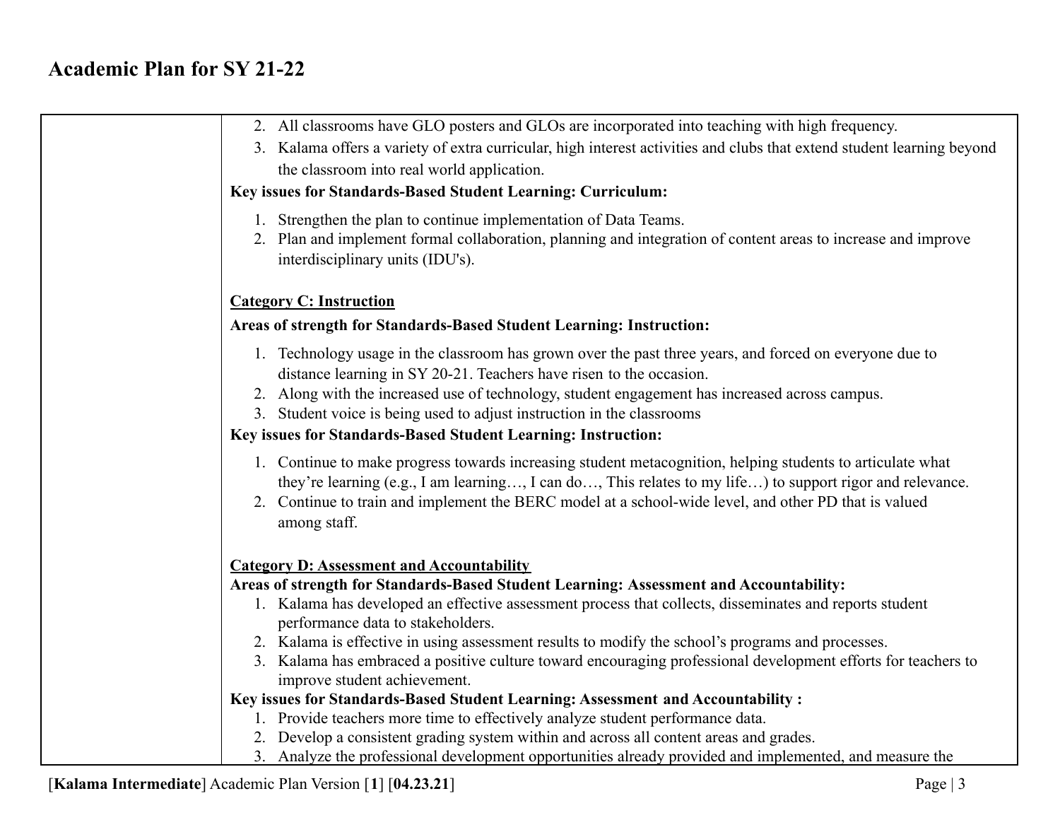# Academic Plan for SY 21-22

2. All classrooms have GLO posters and GLOs are incorporated into teaching with high frequency.
3. Kalama offers a variety of extra curricular, high interest activities and clubs that extend student learning beyond the classroom into real world application.

**Key issues for Standards-Based Student Learning: Curriculum:**

1. Strengthen the plan to continue implementation of Data Teams.
2. Plan and implement formal collaboration, planning and integration of content areas to increase and improve interdisciplinary units (IDU's).

**Category C: Instruction**

**Areas of strength for Standards-Based Student Learning: Instruction:**

1. Technology usage in the classroom has grown over the past three years, and forced on everyone due to distance learning in SY 20-21. Teachers have risen to the occasion.
2. Along with the increased use of technology, student engagement has increased across campus.
3. Student voice is being used to adjust instruction in the classrooms

**Key issues for Standards-Based Student Learning: Instruction:**

1. Continue to make progress towards increasing student metacognition, helping students to articulate what they're learning (e.g., I am learning…, I can do…, This relates to my life…) to support rigor and relevance.
2. Continue to train and implement the BERC model at a school-wide level, and other PD that is valued among staff.

**Category D: Assessment and Accountability**

**Areas of strength for Standards-Based Student Learning: Assessment and Accountability:**

1. Kalama has developed an effective assessment process that collects, disseminates and reports student performance data to stakeholders.
2. Kalama is effective in using assessment results to modify the school's programs and processes.
3. Kalama has embraced a positive culture toward encouraging professional development efforts for teachers to improve student achievement.

**Key issues for Standards-Based Student Learning: Assessment and Accountability :**

1. Provide teachers more time to effectively analyze student performance data.
2. Develop a consistent grading system within and across all content areas and grades.
3. Analyze the professional development opportunities already provided and implemented, and measure the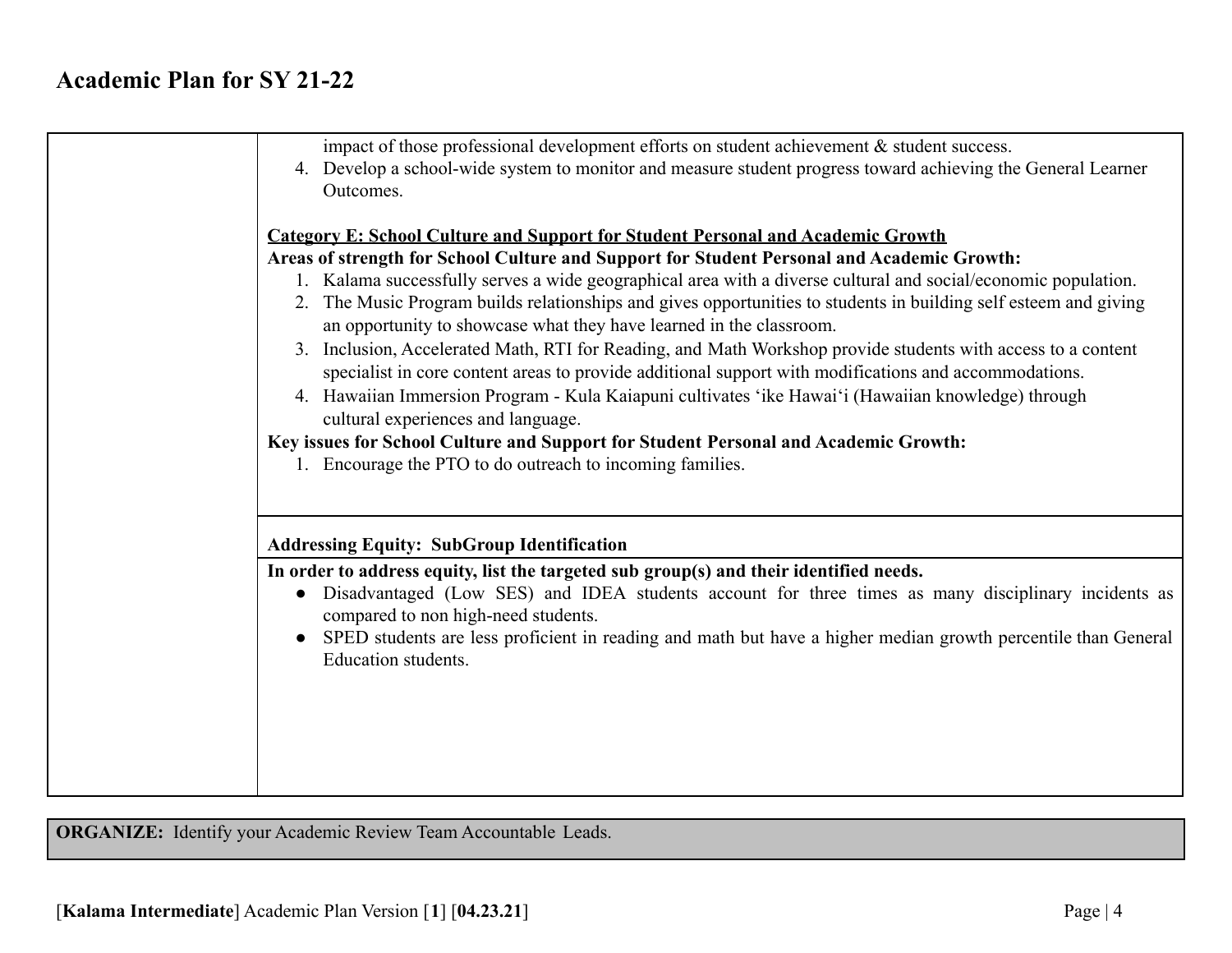# Academic Plan for SY 21-22

impact of those professional development efforts on student achievement & student success.

4. Develop a school-wide system to monitor and measure student progress toward achieving the General Learner Outcomes.

**Category E: School Culture and Support for Student Personal and Academic Growth**

**Areas of strength for School Culture and Support for Student Personal and Academic Growth:**

1. Kalama successfully serves a wide geographical area with a diverse cultural and social/economic population.
2. The Music Program builds relationships and gives opportunities to students in building self esteem and giving an opportunity to showcase what they have learned in the classroom.
3. Inclusion, Accelerated Math, RTI for Reading, and Math Workshop provide students with access to a content specialist in core content areas to provide additional support with modifications and accommodations.
4. Hawaiian Immersion Program - Kula Kaiapuni cultivates ʻike Hawaiʻi (Hawaiian knowledge) through cultural experiences and language.

**Key issues for School Culture and Support for Student Personal and Academic Growth:**

1. Encourage the PTO to do outreach to incoming families.

**Addressing Equity: SubGroup Identification**

**In order to address equity, list the targeted sub group(s) and their identified needs.**

- Disadvantaged (Low SES) and IDEA students account for three times as many disciplinary incidents as compared to non high-need students.
- SPED students are less proficient in reading and math but have a higher median growth percentile than General Education students.

**ORGANIZE:** Identify your Academic Review Team Accountable Leads.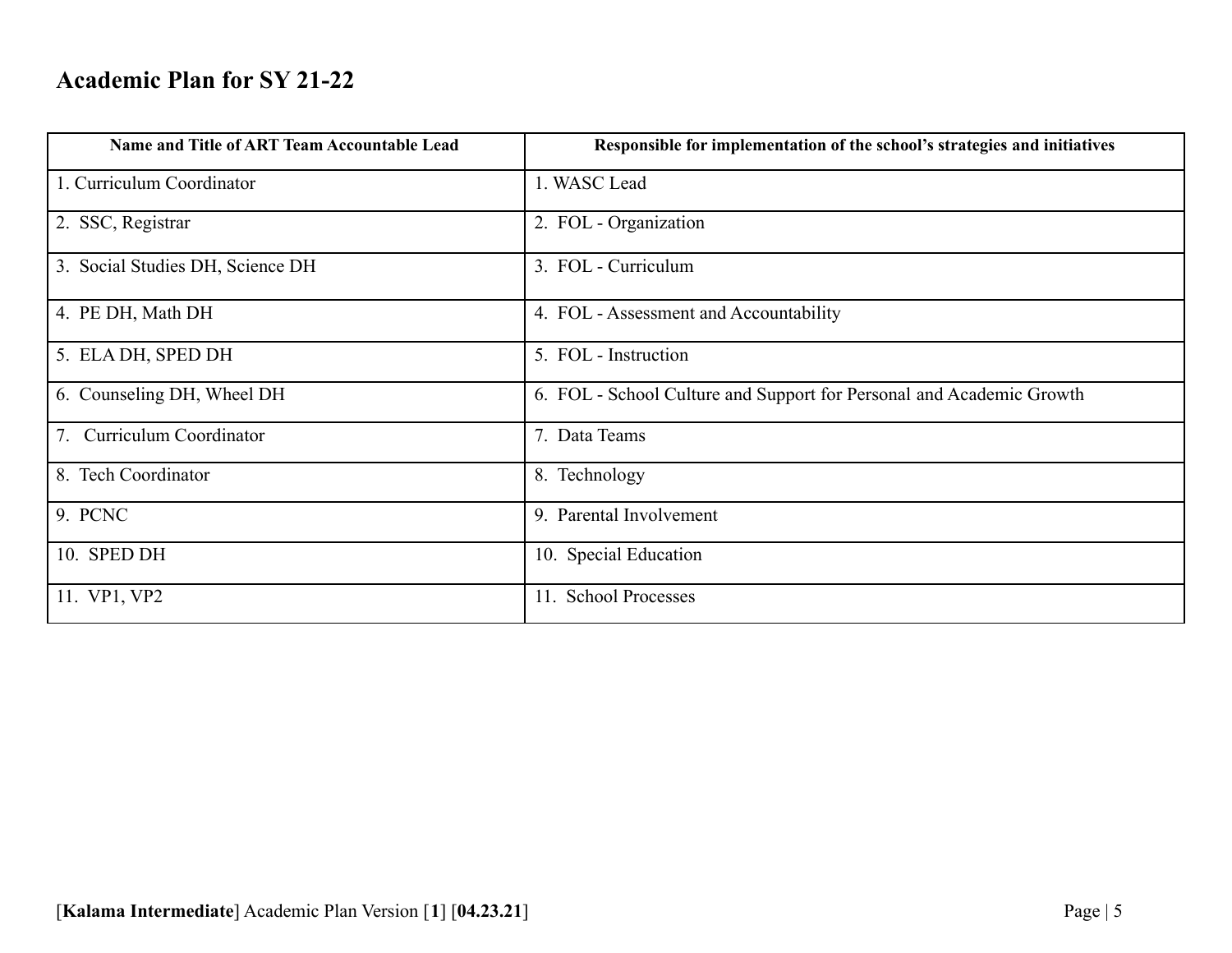## Academic Plan for SY 21-22

| Name and Title of ART Team Accountable Lead | Responsible for implementation of the school's strategies and initiatives |
|---|---|
| 1. Curriculum Coordinator | 1. WASC Lead |
| 2. SSC, Registrar | 2. FOL - Organization |
| 3. Social Studies DH, Science DH | 3. FOL - Curriculum |
| 4. PE DH, Math DH | 4. FOL - Assessment and Accountability |
| 5. ELA DH, SPED DH | 5. FOL - Instruction |
| 6. Counseling DH, Wheel DH | 6. FOL - School Culture and Support for Personal and Academic Growth |
| 7. Curriculum Coordinator | 7. Data Teams |
| 8. Tech Coordinator | 8. Technology |
| 9. PCNC | 9. Parental Involvement |
| 10. SPED DH | 10. Special Education |
| 11. VP1, VP2 | 11. School Processes |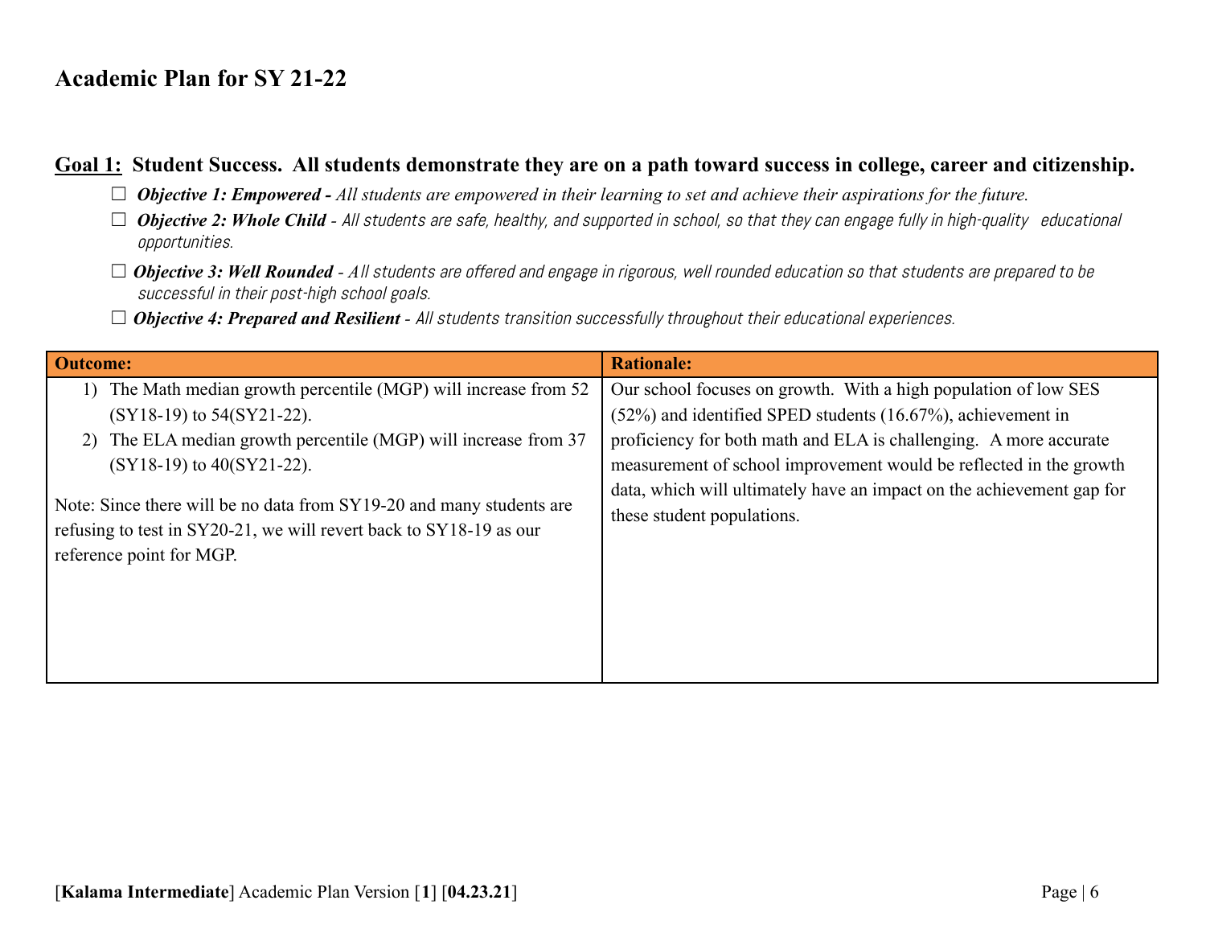# Academic Plan for SY 21-22

## Goal 1: Student Success. All students demonstrate they are on a path toward success in college, career and citizenship.

- ☐ ***Objective 1: Empowered -*** *All students are empowered in their learning to set and achieve their aspirations for the future.*
- ☐ ***Objective 2: Whole Child*** *- All students are safe, healthy, and supported in school, so that they can engage fully in high-quality educational opportunities.*
- ☐ ***Objective 3: Well Rounded*** *- All students are offered and engage in rigorous, well rounded education so that students are prepared to be successful in their post-high school goals.*
- ☐ ***Objective 4: Prepared and Resilient*** *- All students transition successfully throughout their educational experiences.*

| **Outcome:** | **Rationale:** |
|---|---|
| 1) The Math median growth percentile (MGP) will increase from 52 (SY18-19) to 54(SY21-22).<br>2) The ELA median growth percentile (MGP) will increase from 37 (SY18-19) to 40(SY21-22).<br><br>Note: Since there will be no data from SY19-20 and many students are refusing to test in SY20-21, we will revert back to SY18-19 as our reference point for MGP. | Our school focuses on growth. With a high population of low SES (52%) and identified SPED students (16.67%), achievement in proficiency for both math and ELA is challenging. A more accurate measurement of school improvement would be reflected in the growth data, which will ultimately have an impact on the achievement gap for these student populations. |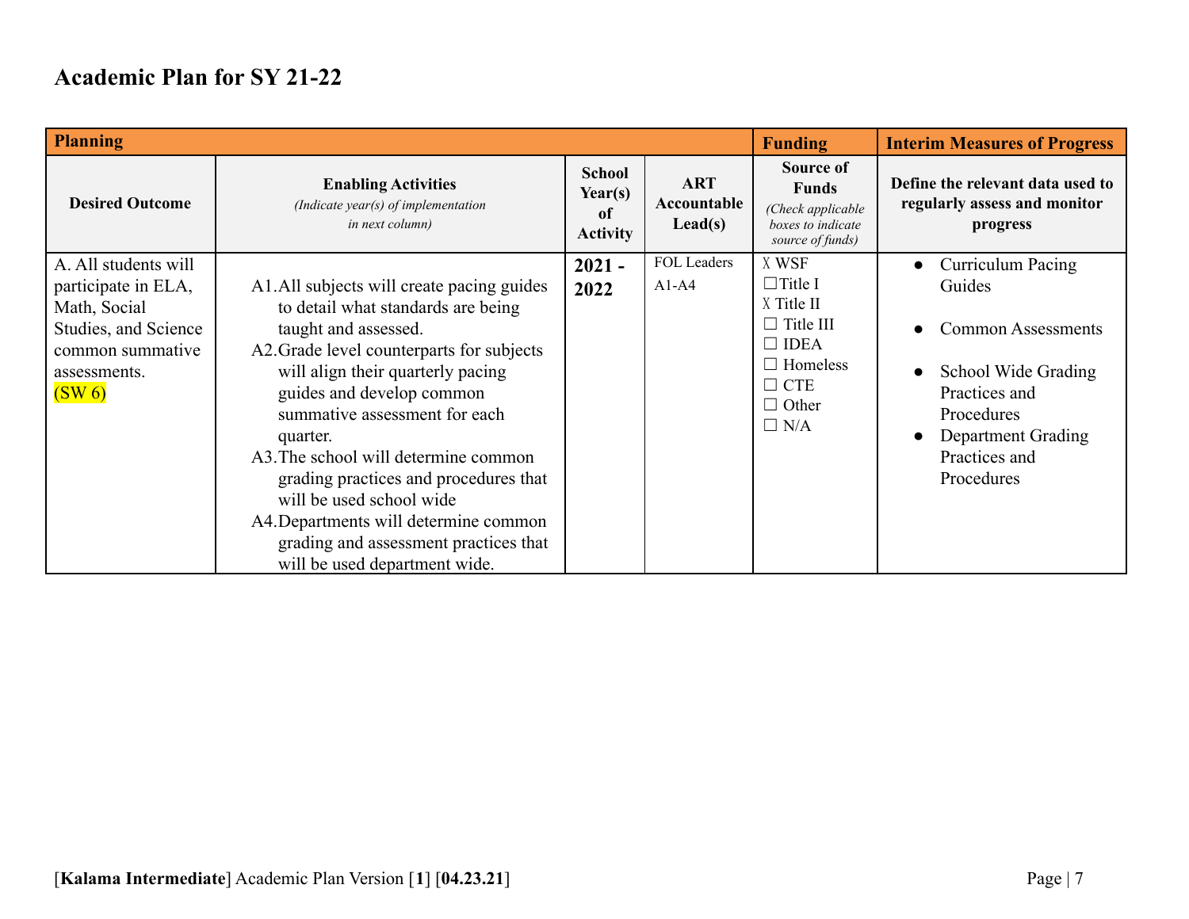# Academic Plan for SY 21-22

| Planning | | | | Funding | Interim Measures of Progress |
|---|---|---|---|---|---|
| **Desired Outcome** | **Enabling Activities** *(Indicate year(s) of implementation in next column)* | **School Year(s) of Activity** | **ART Accountable Lead(s)** | **Source of Funds** *(Check applicable boxes to indicate source of funds)* | **Define the relevant data used to regularly assess and monitor progress** |
| A. All students will participate in ELA, Math, Social Studies, and Science common summative assessments. (SW 6) | A1. All subjects will create pacing guides to detail what standards are being taught and assessed.<br>A2. Grade level counterparts for subjects will align their quarterly pacing guides and develop common summative assessment for each quarter.<br>A3. The school will determine common grading practices and procedures that will be used school wide<br>A4. Departments will determine common grading and assessment practices that will be used department wide. | **2021 - 2022** | FOL Leaders<br>A1-A4 | ☓ WSF<br>☐ Title I<br>☓ Title II<br>☐ Title III<br>☐ IDEA<br>☐ Homeless<br>☐ CTE<br>☐ Other<br>☐ N/A | • Curriculum Pacing Guides<br>• Common Assessments<br>• School Wide Grading Practices and Procedures<br>• Department Grading Practices and Procedures |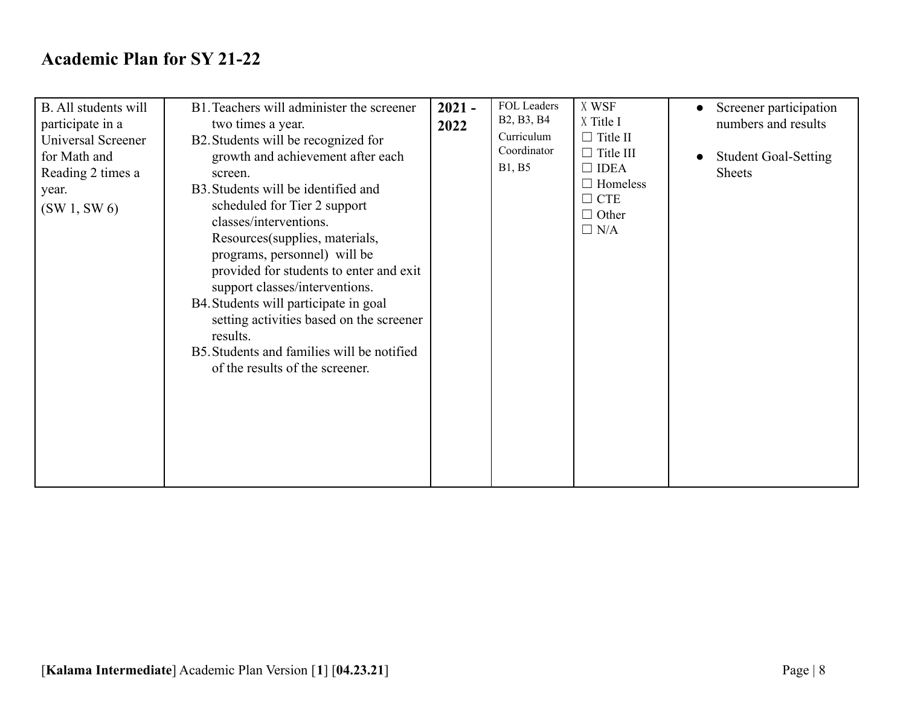## Academic Plan for SY 21-22

| | | | | | |
|---|---|---|---|---|---|
| B. All students will participate in a Universal Screener for Math and Reading 2 times a year.<br>(SW 1, SW 6) | B1. Teachers will administer the screener two times a year.<br>B2. Students will be recognized for growth and achievement after each screen.<br>B3. Students will be identified and scheduled for Tier 2 support classes/interventions. Resources(supplies, materials, programs, personnel) will be provided for students to enter and exit support classes/interventions.<br>B4. Students will participate in goal setting activities based on the screener results.<br>B5. Students and families will be notified of the results of the screener. | **2021 - 2022** | FOL Leaders<br>B2, B3, B4<br>Curriculum Coordinator<br>B1, B5 | X WSF<br>X Title I<br>☐ Title II<br>☐ Title III<br>☐ IDEA<br>☐ Homeless<br>☐ CTE<br>☐ Other<br>☐ N/A | • Screener participation numbers and results<br>• Student Goal-Setting Sheets |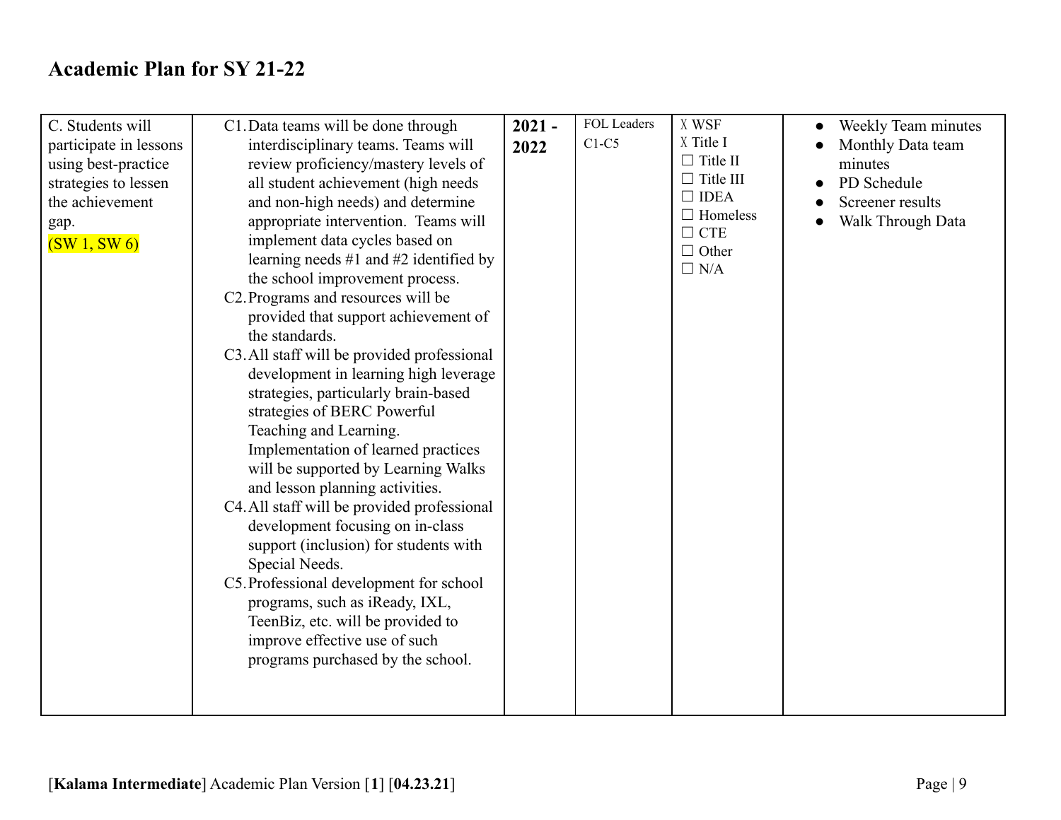# Academic Plan for SY 21-22

| | | | | | |
|---|---|---|---|---|---|
| C. Students will participate in lessons using best-practice strategies to lessen the achievement gap. (SW 1, SW 6) | C1. Data teams will be done through interdisciplinary teams. Teams will review proficiency/mastery levels of all student achievement (high needs and non-high needs) and determine appropriate intervention. Teams will implement data cycles based on learning needs #1 and #2 identified by the school improvement process.<br>C2. Programs and resources will be provided that support achievement of the standards.<br>C3. All staff will be provided professional development in learning high leverage strategies, particularly brain-based strategies of BERC Powerful Teaching and Learning. Implementation of learned practices will be supported by Learning Walks and lesson planning activities.<br>C4. All staff will be provided professional development focusing on in-class support (inclusion) for students with Special Needs.<br>C5. Professional development for school programs, such as iReady, IXL, TeenBiz, etc. will be provided to improve effective use of such programs purchased by the school. | **2021 - 2022** | FOL Leaders C1-C5 | ☒ WSF<br>☒ Title I<br>☐ Title II<br>☐ Title III<br>☐ IDEA<br>☐ Homeless<br>☐ CTE<br>☐ Other<br>☐ N/A | • Weekly Team minutes<br>• Monthly Data team minutes<br>• PD Schedule<br>• Screener results<br>• Walk Through Data |

[**Kalama Intermediate**] Academic Plan Version [**1**] [**04.23.21**]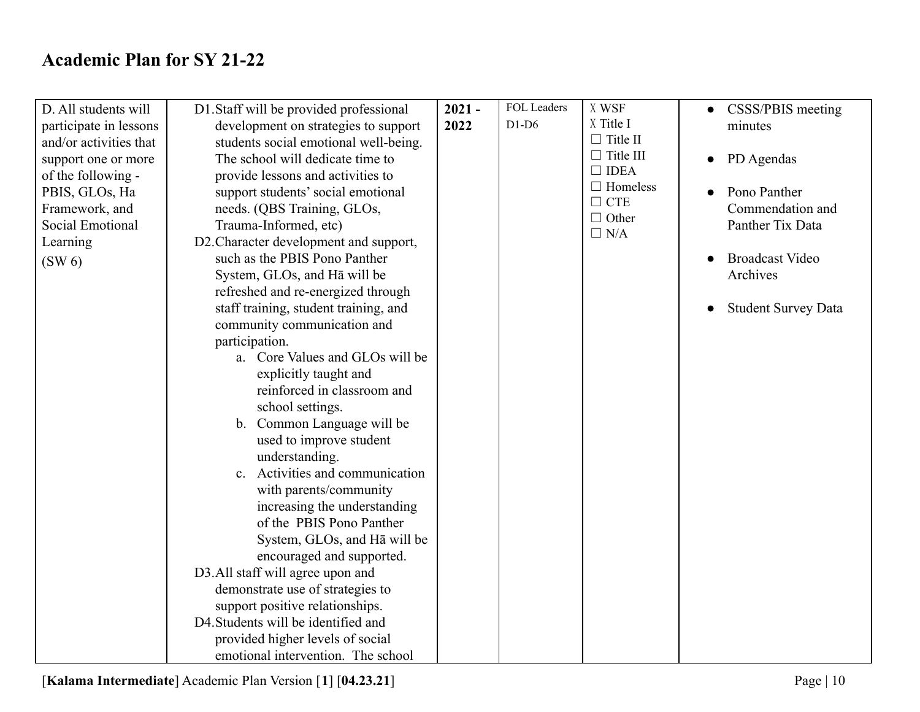# Academic Plan for SY 21-22

| | | | | | |
|---|---|---|---|---|---|
| D. All students will participate in lessons and/or activities that support one or more of the following - PBIS, GLOs, Ha Framework, and Social Emotional Learning<br><br>(SW 6) | D1. Staff will be provided professional development on strategies to support students social emotional well-being. The school will dedicate time to provide lessons and activities to support students' social emotional needs. (QBS Training, GLOs, Trauma-Informed, etc)<br>D2. Character development and support, such as the PBIS Pono Panther System, GLOs, and Hā will be refreshed and re-energized through staff training, student training, and community communication and participation.<br>a. Core Values and GLOs will be explicitly taught and reinforced in classroom and school settings.<br>b. Common Language will be used to improve student understanding.<br>c. Activities and communication with parents/community increasing the understanding of the PBIS Pono Panther System, GLOs, and Hā will be encouraged and supported.<br>D3. All staff will agree upon and demonstrate use of strategies to support positive relationships.<br>D4. Students will be identified and provided higher levels of social emotional intervention. The school | **2021 - 2022** | FOL Leaders<br>D1-D6 | X WSF<br>X Title I<br>☐ Title II<br>☐ Title III<br>☐ IDEA<br>☐ Homeless<br>☐ CTE<br>☐ Other<br>☐ N/A | • CSSS/PBIS meeting minutes<br>• PD Agendas<br>• Pono Panther Commendation and Panther Tix Data<br>• Broadcast Video Archives<br>• Student Survey Data |

[**Kalama Intermediate**] Academic Plan Version [**1**] [**04.23.21**]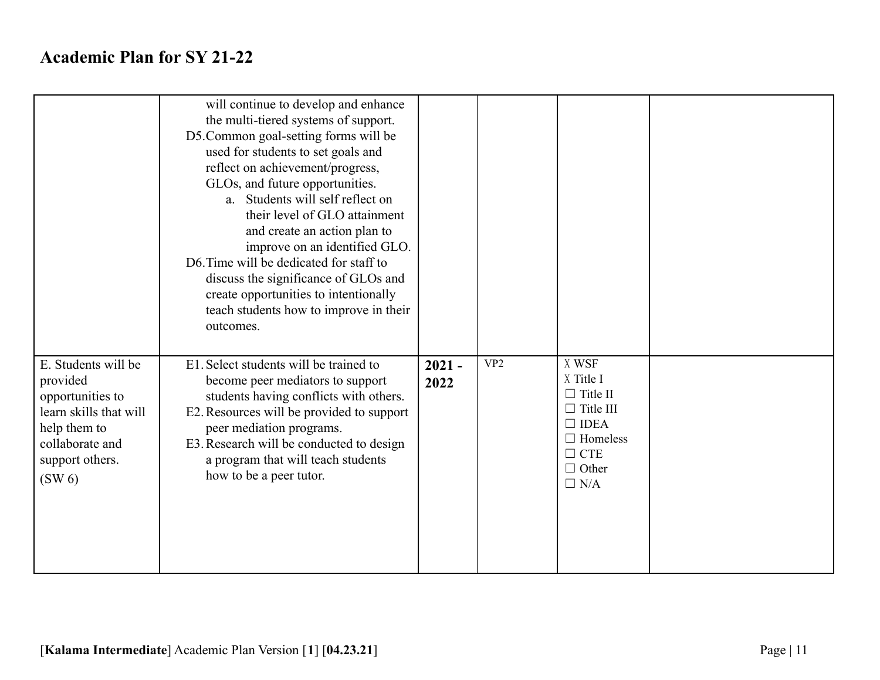# Academic Plan for SY 21-22

| | | | | | |
|---|---|---|---|---|---|
| | will continue to develop and enhance the multi-tiered systems of support.<br>D5. Common goal-setting forms will be used for students to set goals and reflect on achievement/progress, GLOs, and future opportunities.<br>&nbsp;&nbsp;&nbsp;&nbsp;a. Students will self reflect on their level of GLO attainment and create an action plan to improve on an identified GLO.<br>D6. Time will be dedicated for staff to discuss the significance of GLOs and create opportunities to intentionally teach students how to improve in their outcomes. | | | | |
| E. Students will be provided opportunities to learn skills that will help them to collaborate and support others.<br>(SW 6) | E1. Select students will be trained to become peer mediators to support students having conflicts with others.<br>E2. Resources will be provided to support peer mediation programs.<br>E3. Research will be conducted to design a program that will teach students how to be a peer tutor. | **2021 - 2022** | VP2 | X WSF<br>X Title I<br>☐ Title II<br>☐ Title III<br>☐ IDEA<br>☐ Homeless<br>☐ CTE<br>☐ Other<br>☐ N/A | |

[**Kalama Intermediate**] Academic Plan Version [**1**] [**04.23.21**]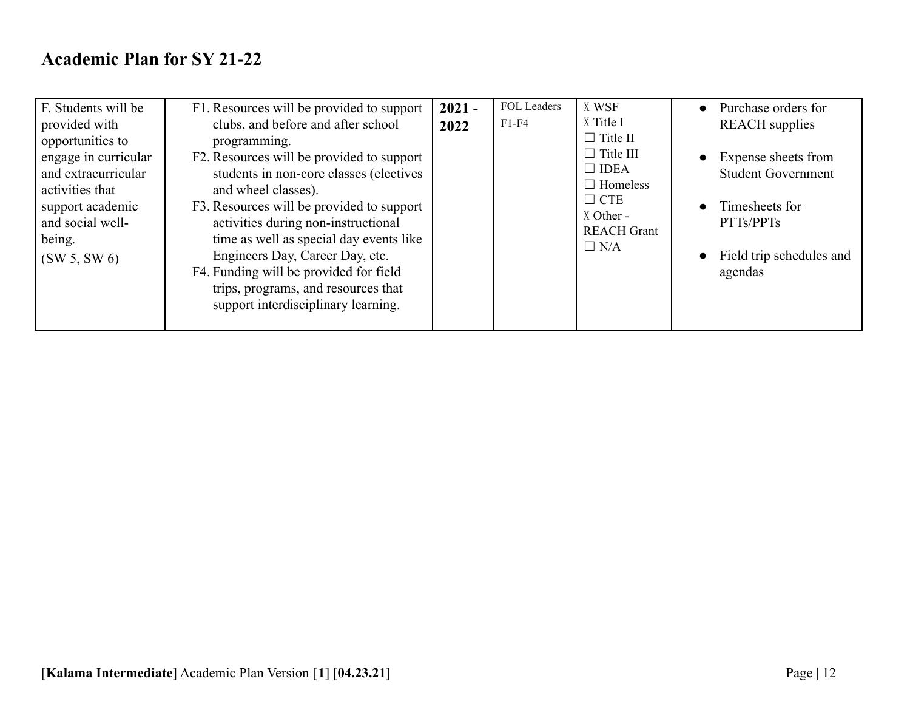# Academic Plan for SY 21-22

| | | | | | |
|---|---|---|---|---|---|
| F. Students will be provided with opportunities to engage in curricular and extracurricular activities that support academic and social well-being.<br>(SW 5, SW 6) | F1. Resources will be provided to support clubs, and before and after school programming.<br>F2. Resources will be provided to support students in non-core classes (electives and wheel classes).<br>F3. Resources will be provided to support activities during non-instructional time as well as special day events like Engineers Day, Career Day, etc.<br>F4. Funding will be provided for field trips, programs, and resources that support interdisciplinary learning. | **2021 - 2022** | FOL Leaders<br>F1-F4 | X WSF<br>X Title I<br>☐ Title II<br>☐ Title III<br>☐ IDEA<br>☐ Homeless<br>☐ CTE<br>X Other - REACH Grant<br>☐ N/A | • Purchase orders for REACH supplies<br>• Expense sheets from Student Government<br>• Timesheets for PTTs/PPTs<br>• Field trip schedules and agendas |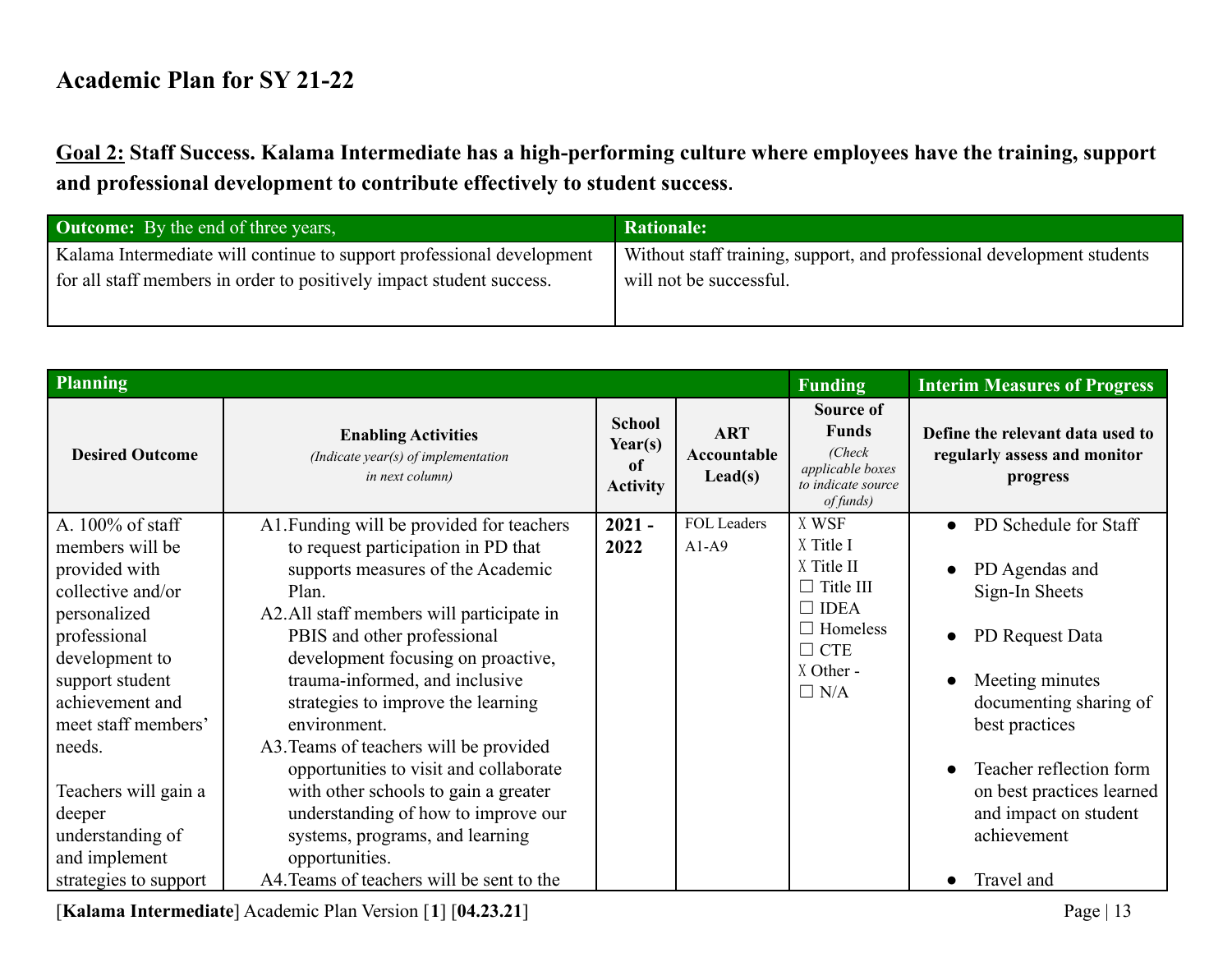# Academic Plan for SY 21-22

**<u>Goal 2:</u> Staff Success. Kalama Intermediate has a high-performing culture where employees have the training, support and professional development to contribute effectively to student success**.

| **Outcome:** By the end of three years, | **Rationale:** |
|---|---|
| Kalama Intermediate will continue to support professional development for all staff members in order to positively impact student success. | Without staff training, support, and professional development students will not be successful. |

| **Planning** | | | | **Funding** | **Interim Measures of Progress** |
|---|---|---|---|---|---|
| **Desired Outcome** | **Enabling Activities** *(Indicate year(s) of implementation in next column)* | **School Year(s) of Activity** | **ART Accountable Lead(s)** | **Source of Funds** *(Check applicable boxes to indicate source of funds)* | **Define the relevant data used to regularly assess and monitor progress** |
| A. 100% of staff members will be provided with collective and/or personalized professional development to support student achievement and meet staff members' needs.<br><br>Teachers will gain a deeper understanding of and implement strategies to support | A1. Funding will be provided for teachers to request participation in PD that supports measures of the Academic Plan.<br>A2. All staff members will participate in PBIS and other professional development focusing on proactive, trauma-informed, and inclusive strategies to improve the learning environment.<br>A3. Teams of teachers will be provided opportunities to visit and collaborate with other schools to gain a greater understanding of how to improve our systems, programs, and learning opportunities.<br>A4. Teams of teachers will be sent to the | **2021 - 2022** | FOL Leaders A1-A9 | ☒ WSF<br>☒ Title I<br>☒ Title II<br>☐ Title III<br>☐ IDEA<br>☐ Homeless<br>☐ CTE<br>☒ Other -<br>☐ N/A | • PD Schedule for Staff<br>• PD Agendas and Sign-In Sheets<br>• PD Request Data<br>• Meeting minutes documenting sharing of best practices<br>• Teacher reflection form on best practices learned and impact on student achievement<br>• Travel and |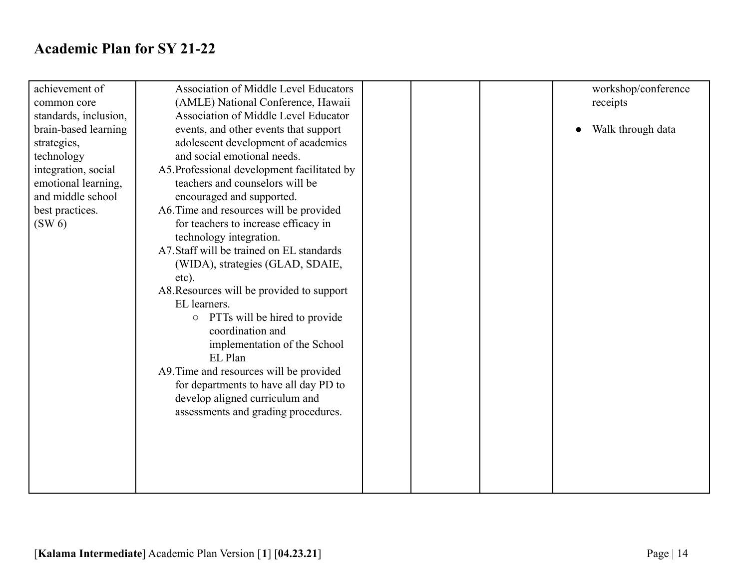# Academic Plan for SY 21-22

| | | | | | |
|---|---|---|---|---|---|
| achievement of common core standards, inclusion, brain-based learning strategies, technology integration, social emotional learning, and middle school best practices. (SW 6) | Association of Middle Level Educators (AMLE) National Conference, Hawaii Association of Middle Level Educator events, and other events that support adolescent development of academics and social emotional needs.<br>A5. Professional development facilitated by teachers and counselors will be encouraged and supported.<br>A6. Time and resources will be provided for teachers to increase efficacy in technology integration.<br>A7. Staff will be trained on EL standards (WIDA), strategies (GLAD, SDAIE, etc).<br>A8. Resources will be provided to support EL learners.<br>○ PTTs will be hired to provide coordination and implementation of the School EL Plan<br>A9. Time and resources will be provided for departments to have all day PD to develop aligned curriculum and assessments and grading procedures. | | | | workshop/conference receipts<br>● Walk through data |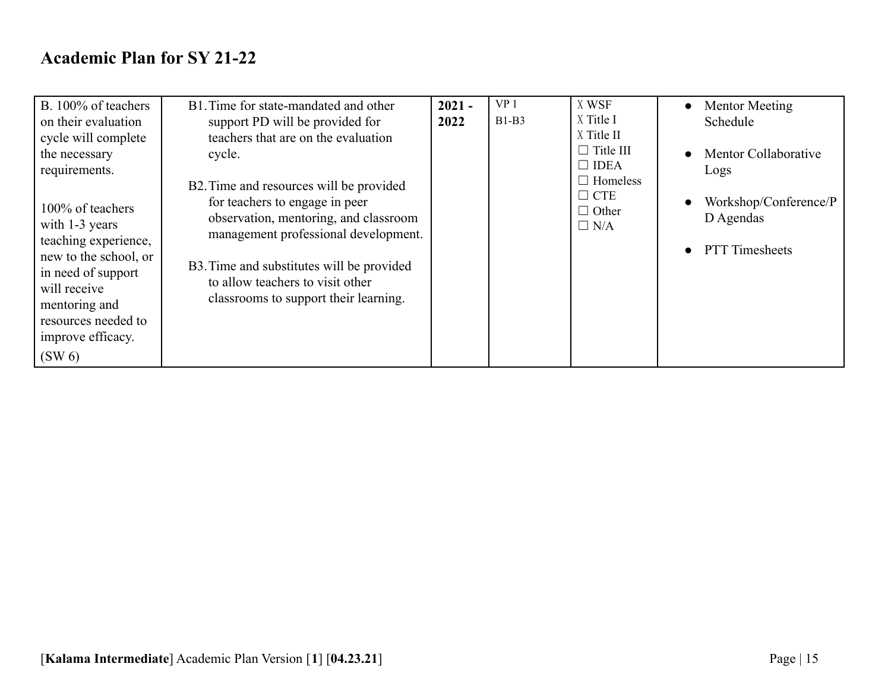## Academic Plan for SY 21-22

| | | | | | |
|---|---|---|---|---|---|
| B. 100% of teachers on their evaluation cycle will complete the necessary requirements.<br><br>100% of teachers with 1-3 years teaching experience, new to the school, or in need of support will receive mentoring and resources needed to improve efficacy.<br>(SW 6) | B1. Time for state-mandated and other support PD will be provided for teachers that are on the evaluation cycle.<br><br>B2. Time and resources will be provided for teachers to engage in peer observation, mentoring, and classroom management professional development.<br><br>B3. Time and substitutes will be provided to allow teachers to visit other classrooms to support their learning. | **2021 - 2022** | VP 1<br>B1-B3 | X WSF<br>X Title I<br>X Title II<br>☐ Title III<br>☐ IDEA<br>☐ Homeless<br>☐ CTE<br>☐ Other<br>☐ N/A | • Mentor Meeting Schedule<br>• Mentor Collaborative Logs<br>• Workshop/Conference/PD Agendas<br>• PTT Timesheets |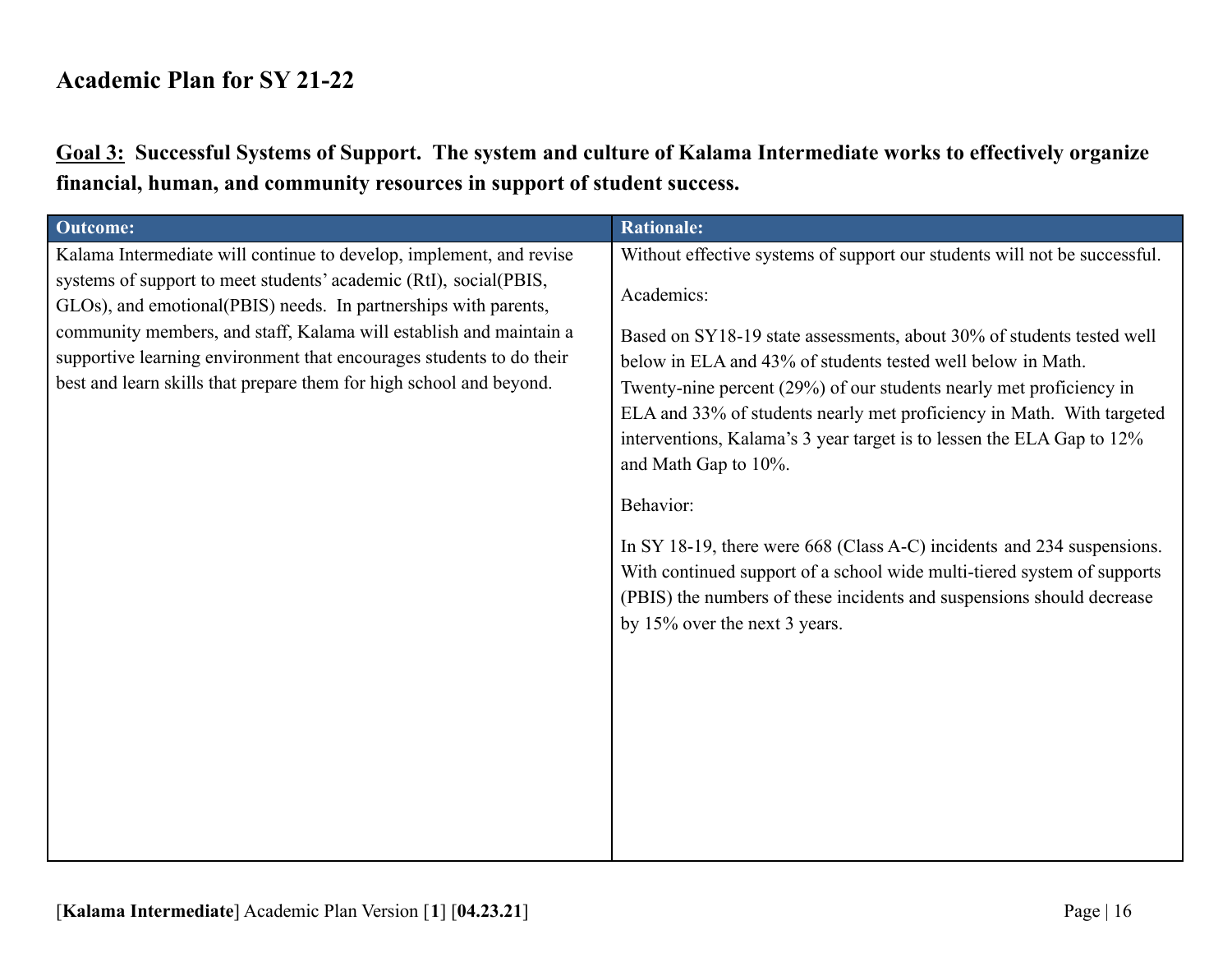## Academic Plan for SY 21-22

### Goal 3: Successful Systems of Support. The system and culture of Kalama Intermediate works to effectively organize financial, human, and community resources in support of student success.

| Outcome: | Rationale: |
|---|---|
| Kalama Intermediate will continue to develop, implement, and revise systems of support to meet students' academic (RtI), social(PBIS, GLOs), and emotional(PBIS) needs. In partnerships with parents, community members, and staff, Kalama will establish and maintain a supportive learning environment that encourages students to do their best and learn skills that prepare them for high school and beyond. | Without effective systems of support our students will not be successful.<br><br>Academics:<br><br>Based on SY18-19 state assessments, about 30% of students tested well below in ELA and 43% of students tested well below in Math. Twenty-nine percent (29%) of our students nearly met proficiency in ELA and 33% of students nearly met proficiency in Math. With targeted interventions, Kalama's 3 year target is to lessen the ELA Gap to 12% and Math Gap to 10%.<br><br>Behavior:<br><br>In SY 18-19, there were 668 (Class A-C) incidents and 234 suspensions. With continued support of a school wide multi-tiered system of supports (PBIS) the numbers of these incidents and suspensions should decrease by 15% over the next 3 years. |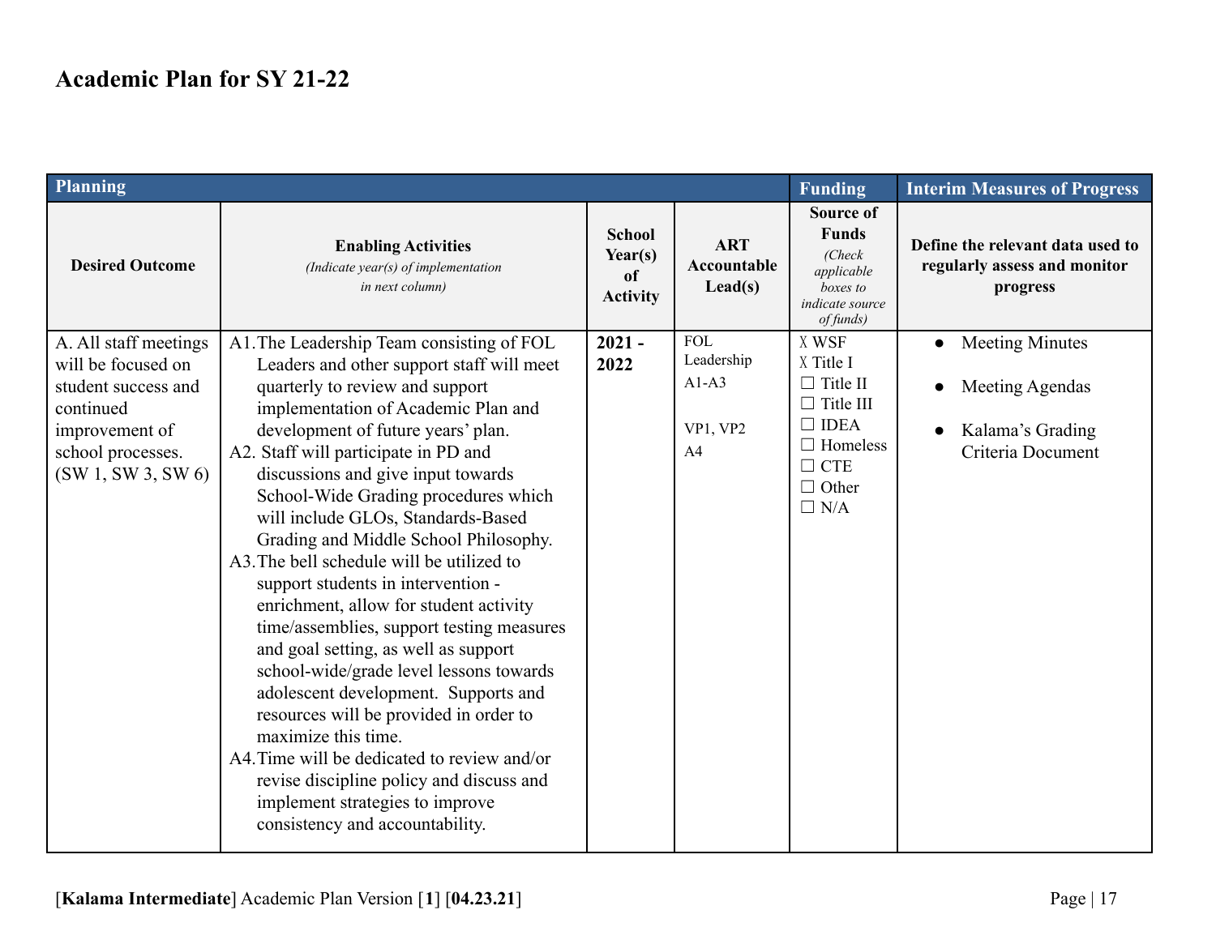# Academic Plan for SY 21-22

| Planning | | | | Funding | Interim Measures of Progress |
|---|---|---|---|---|---|
| **Desired Outcome** | **Enabling Activities** *(Indicate year(s) of implementation in next column)* | **School Year(s) of Activity** | **ART Accountable Lead(s)** | **Source of Funds** *(Check applicable boxes to indicate source of funds)* | **Define the relevant data used to regularly assess and monitor progress** |
| A. All staff meetings will be focused on student success and continued improvement of school processes. (SW 1, SW 3, SW 6) | A1. The Leadership Team consisting of FOL Leaders and other support staff will meet quarterly to review and support implementation of Academic Plan and development of future years' plan.<br>A2. Staff will participate in PD and discussions and give input towards School-Wide Grading procedures which will include GLOs, Standards-Based Grading and Middle School Philosophy.<br>A3. The bell schedule will be utilized to support students in intervention - enrichment, allow for student activity time/assemblies, support testing measures and goal setting, as well as support school-wide/grade level lessons towards adolescent development. Supports and resources will be provided in order to maximize this time.<br>A4. Time will be dedicated to review and/or revise discipline policy and discuss and implement strategies to improve consistency and accountability. | **2021 - 2022** | FOL Leadership A1-A3<br><br>VP1, VP2 A4 | ☒ WSF<br>☒ Title I<br>☐ Title II<br>☐ Title III<br>☐ IDEA<br>☐ Homeless<br>☐ CTE<br>☐ Other<br>☐ N/A | • Meeting Minutes<br>• Meeting Agendas<br>• Kalama's Grading Criteria Document |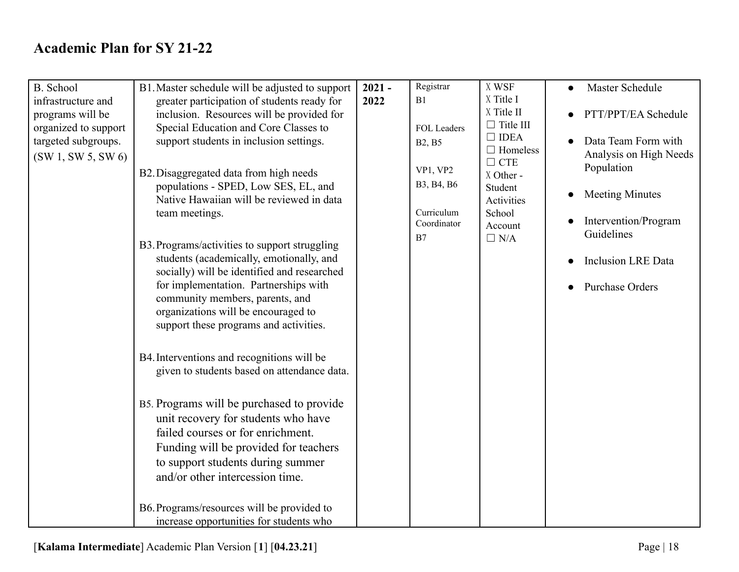# Academic Plan for SY 21-22

| | | | | | |
|---|---|---|---|---|---|
| B. School infrastructure and programs will be organized to support targeted subgroups. (SW 1, SW 5, SW 6) | B1. Master schedule will be adjusted to support greater participation of students ready for inclusion. Resources will be provided for Special Education and Core Classes to support students in inclusion settings.<br><br>B2. Disaggregated data from high needs populations - SPED, Low SES, EL, and Native Hawaiian will be reviewed in data team meetings.<br><br>B3. Programs/activities to support struggling students (academically, emotionally, and socially) will be identified and researched for implementation. Partnerships with community members, parents, and organizations will be encouraged to support these programs and activities.<br><br>B4. Interventions and recognitions will be given to students based on attendance data.<br><br>B5. Programs will be purchased to provide unit recovery for students who have failed courses or for enrichment. Funding will be provided for teachers to support students during summer and/or other intercession time.<br><br>B6. Programs/resources will be provided to increase opportunities for students who | **2021 - 2022** | Registrar<br>B1<br><br>FOL Leaders<br>B2, B5<br><br>VP1, VP2<br>B3, B4, B6<br><br>Curriculum Coordinator<br>B7 | ☒ WSF<br>☒ Title I<br>☒ Title II<br>☐ Title III<br>☐ IDEA<br>☐ Homeless<br>☐ CTE<br>☒ Other - Student Activities School Account<br>☐ N/A | • Master Schedule<br>• PTT/PPT/EA Schedule<br>• Data Team Form with Analysis on High Needs Population<br>• Meeting Minutes<br>• Intervention/Program Guidelines<br>• Inclusion LRE Data<br>• Purchase Orders |

[**Kalama Intermediate**] Academic Plan Version [**1**] [**04.23.21**]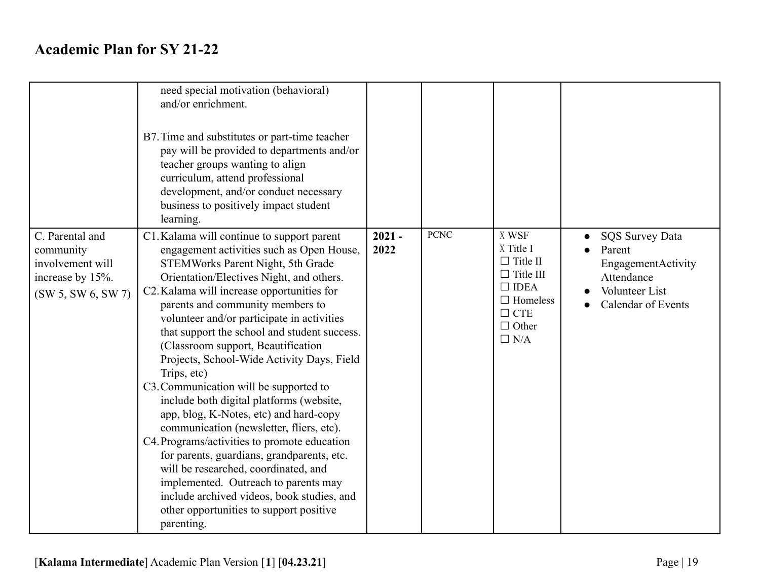# Academic Plan for SY 21-22

| | | | | | |
|---|---|---|---|---|---|
| | need special motivation (behavioral) and/or enrichment.<br><br>B7. Time and substitutes or part-time teacher pay will be provided to departments and/or teacher groups wanting to align curriculum, attend professional development, and/or conduct necessary business to positively impact student learning. | | | | |
| C. Parental and community involvement will increase by 15%.<br>(SW 5, SW 6, SW 7) | C1. Kalama will continue to support parent engagement activities such as Open House, STEMWorks Parent Night, 5th Grade Orientation/Electives Night, and others.<br>C2. Kalama will increase opportunities for parents and community members to volunteer and/or participate in activities that support the school and student success. (Classroom support, Beautification Projects, School-Wide Activity Days, Field Trips, etc)<br>C3. Communication will be supported to include both digital platforms (website, app, blog, K-Notes, etc) and hard-copy communication (newsletter, fliers, etc).<br>C4. Programs/activities to promote education for parents, guardians, grandparents, etc. will be researched, coordinated, and implemented. Outreach to parents may include archived videos, book studies, and other opportunities to support positive parenting. | **2021 - 2022** | PCNC | X WSF<br>X Title I<br>☐ Title II<br>☐ Title III<br>☐ IDEA<br>☐ Homeless<br>☐ CTE<br>☐ Other<br>☐ N/A | • SQS Survey Data<br>• Parent EngagementActivity Attendance<br>• Volunteer List<br>• Calendar of Events |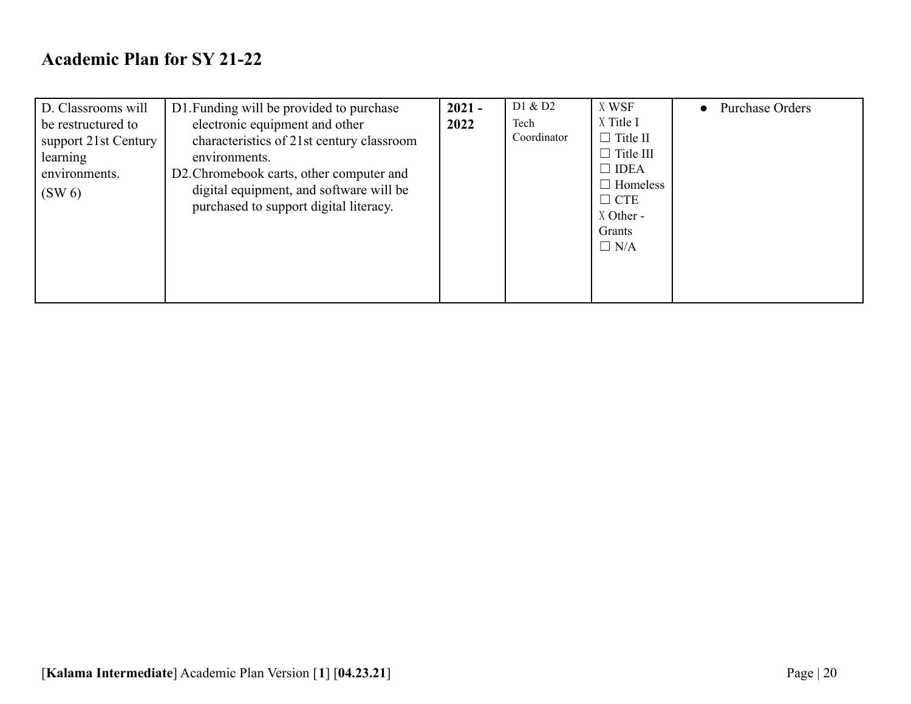# Academic Plan for SY 21-22

| | | | | | |
|---|---|---|---|---|---|
| D. Classrooms will be restructured to support 21st Century learning environments. (SW 6) | D1. Funding will be provided to purchase electronic equipment and other characteristics of 21st century classroom environments.<br>D2. Chromebook carts, other computer and digital equipment, and software will be purchased to support digital literacy. | **2021 - 2022** | D1 & D2 Tech Coordinator | X WSF<br>X Title I<br>☐ Title II<br>☐ Title III<br>☐ IDEA<br>☐ Homeless<br>☐ CTE<br>X Other - Grants<br>☐ N/A | • Purchase Orders |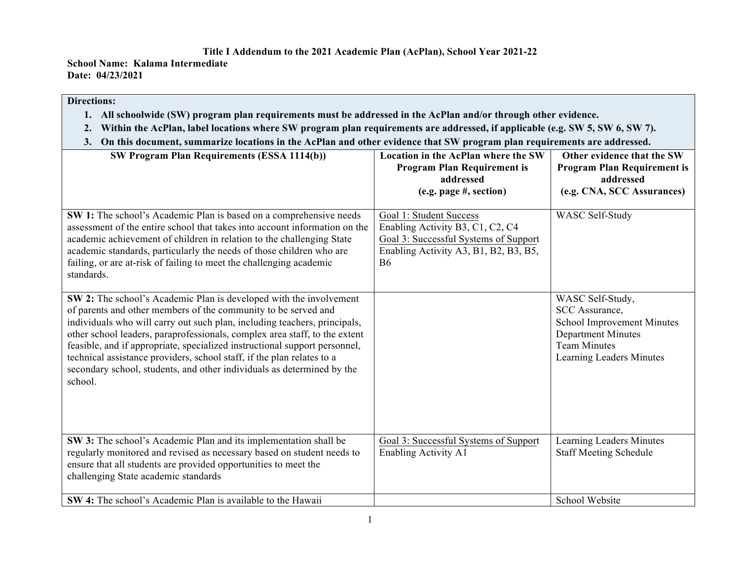**Title I Addendum to the 2021 Academic Plan (AcPlan), School Year 2021-22**

**School Name: Kalama Intermediate**
**Date: 04/23/2021**

| **Directions:**<br>1. **All schoolwide (SW) program plan requirements must be addressed in the AcPlan and/or through other evidence.**<br>2. **Within the AcPlan, label locations where SW program plan requirements are addressed, if applicable (e.g. SW 5, SW 6, SW 7).**<br>3. **On this document, summarize locations in the AcPlan and other evidence that SW program plan requirements are addressed.** | | |
|---|---|---|
| **SW Program Plan Requirements (ESSA 1114(b))** | **Location in the AcPlan where the SW Program Plan Requirement is addressed (e.g. page #, section)** | **Other evidence that the SW Program Plan Requirement is addressed (e.g. CNA, SCC Assurances)** |
| **SW 1:** The school's Academic Plan is based on a comprehensive needs assessment of the entire school that takes into account information on the academic achievement of children in relation to the challenging State academic standards, particularly the needs of those children who are failing, or are at-risk of failing to meet the challenging academic standards. | Goal 1: Student Success<br>Enabling Activity B3, C1, C2, C4<br>Goal 3: Successful Systems of Support<br>Enabling Activity A3, B1, B2, B3, B5, B6 | WASC Self-Study |
| **SW 2:** The school's Academic Plan is developed with the involvement of parents and other members of the community to be served and individuals who will carry out such plan, including teachers, principals, other school leaders, paraprofessionals, complex area staff, to the extent feasible, and if appropriate, specialized instructional support personnel, technical assistance providers, school staff, if the plan relates to a secondary school, students, and other individuals as determined by the school. | | WASC Self-Study,<br>SCC Assurance,<br>School Improvement Minutes<br>Department Minutes<br>Team Minutes<br>Learning Leaders Minutes |
| **SW 3:** The school's Academic Plan and its implementation shall be regularly monitored and revised as necessary based on student needs to ensure that all students are provided opportunities to meet the challenging State academic standards | Goal 3: Successful Systems of Support<br>Enabling Activity A1 | Learning Leaders Minutes<br>Staff Meeting Schedule |
| **SW 4:** The school's Academic Plan is available to the Hawaii | | School Website |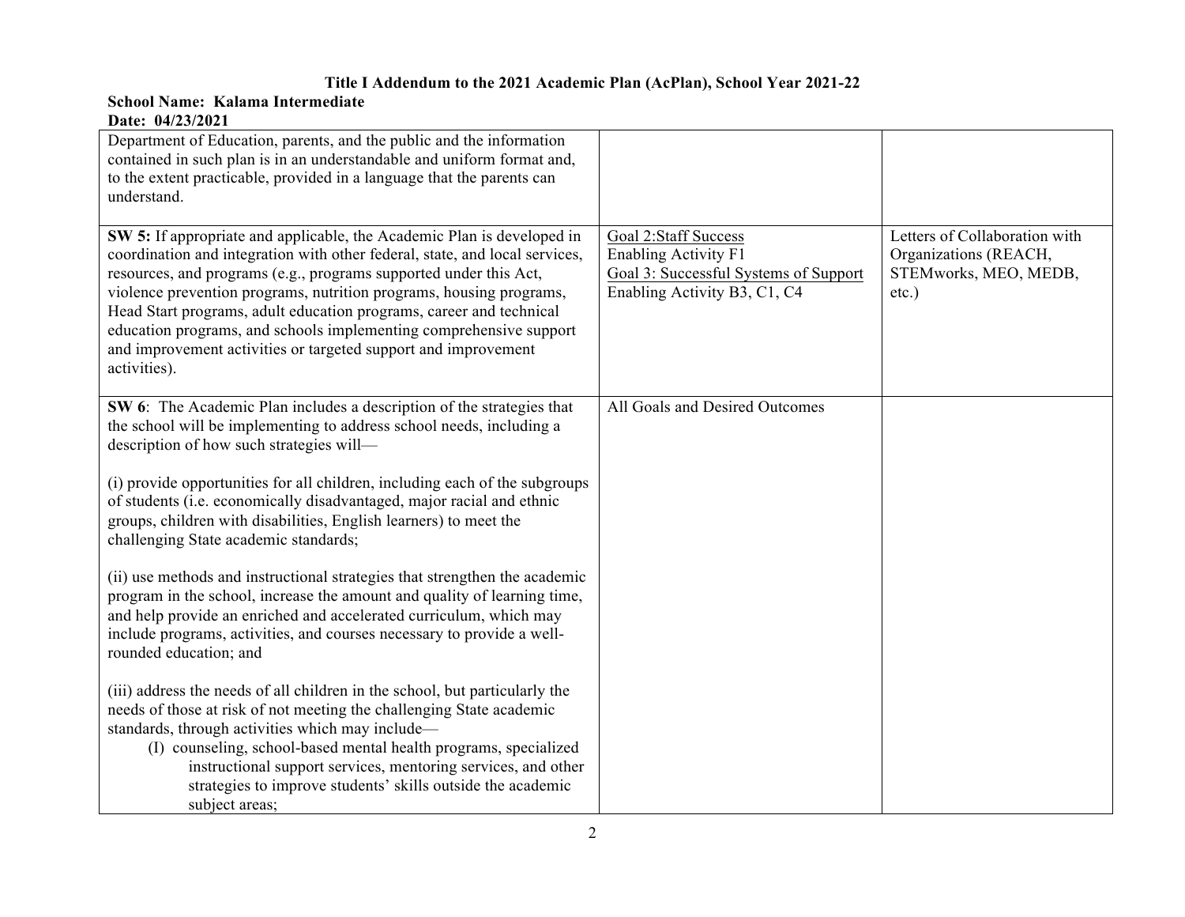**Title I Addendum to the 2021 Academic Plan (AcPlan), School Year 2021-22**

**School Name: Kalama Intermediate**
**Date: 04/23/2021**

| | | |
|---|---|---|
| Department of Education, parents, and the public and the information contained in such plan is in an understandable and uniform format and, to the extent practicable, provided in a language that the parents can understand. | | |
| **SW 5:** If appropriate and applicable, the Academic Plan is developed in coordination and integration with other federal, state, and local services, resources, and programs (e.g., programs supported under this Act, violence prevention programs, nutrition programs, housing programs, Head Start programs, adult education programs, career and technical education programs, and schools implementing comprehensive support and improvement activities or targeted support and improvement activities). | Goal 2:Staff Success<br>Enabling Activity F1<br>Goal 3: Successful Systems of Support<br>Enabling Activity B3, C1, C4 | Letters of Collaboration with Organizations (REACH, STEMworks, MEO, MEDB, etc.) |
| **SW 6**: The Academic Plan includes a description of the strategies that the school will be implementing to address school needs, including a description of how such strategies will—<br><br>(i) provide opportunities for all children, including each of the subgroups of students (i.e. economically disadvantaged, major racial and ethnic groups, children with disabilities, English learners) to meet the challenging State academic standards;<br><br>(ii) use methods and instructional strategies that strengthen the academic program in the school, increase the amount and quality of learning time, and help provide an enriched and accelerated curriculum, which may include programs, activities, and courses necessary to provide a well-rounded education; and<br><br>(iii) address the needs of all children in the school, but particularly the needs of those at risk of not meeting the challenging State academic standards, through activities which may include—<br>(I) counseling, school-based mental health programs, specialized instructional support services, mentoring services, and other strategies to improve students' skills outside the academic subject areas; | All Goals and Desired Outcomes | |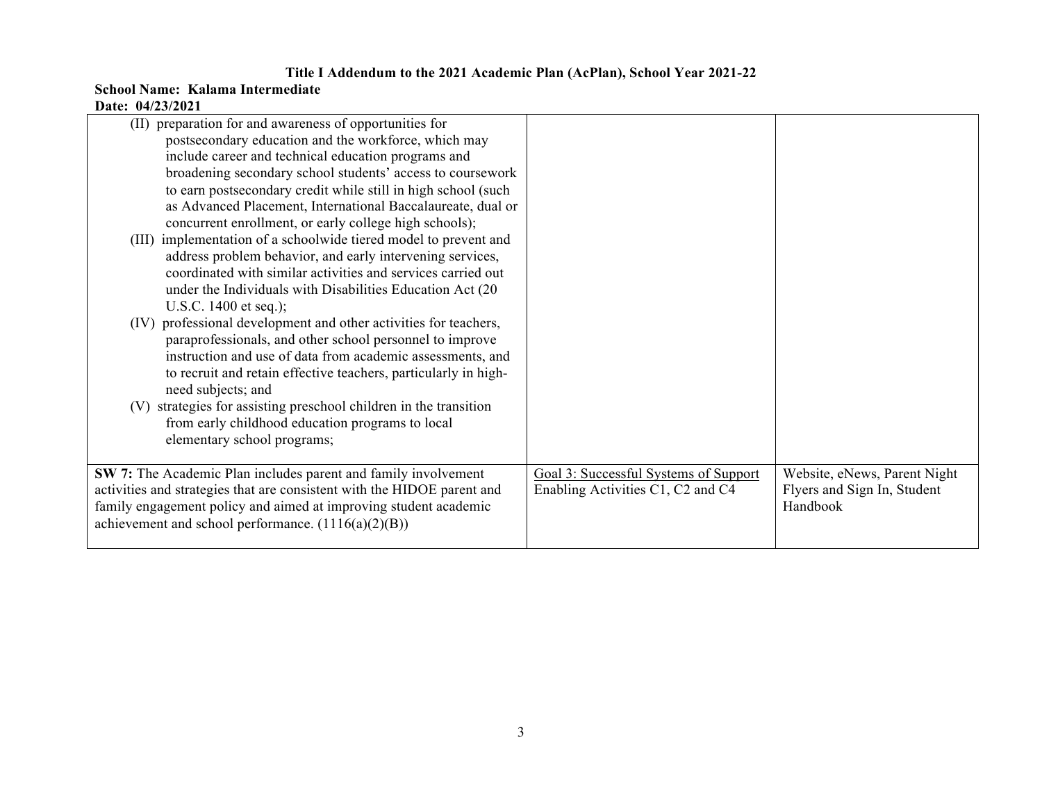**Title I Addendum to the 2021 Academic Plan (AcPlan), School Year 2021-22**

**School Name: Kalama Intermediate**

**Date: 04/23/2021**

| | | |
|---|---|---|
| (II) preparation for and awareness of opportunities for postsecondary education and the workforce, which may include career and technical education programs and broadening secondary school students' access to coursework to earn postsecondary credit while still in high school (such as Advanced Placement, International Baccalaureate, dual or concurrent enrollment, or early college high schools);<br>(III) implementation of a schoolwide tiered model to prevent and address problem behavior, and early intervening services, coordinated with similar activities and services carried out under the Individuals with Disabilities Education Act (20 U.S.C. 1400 et seq.);<br>(IV) professional development and other activities for teachers, paraprofessionals, and other school personnel to improve instruction and use of data from academic assessments, and to recruit and retain effective teachers, particularly in high-need subjects; and<br>(V) strategies for assisting preschool children in the transition from early childhood education programs to local elementary school programs; | | |
| **SW 7:** The Academic Plan includes parent and family involvement activities and strategies that are consistent with the HIDOE parent and family engagement policy and aimed at improving student academic achievement and school performance. (1116(a)(2)(B)) | Goal 3: Successful Systems of Support<br>Enabling Activities C1, C2 and C4 | Website, eNews, Parent Night Flyers and Sign In, Student Handbook |